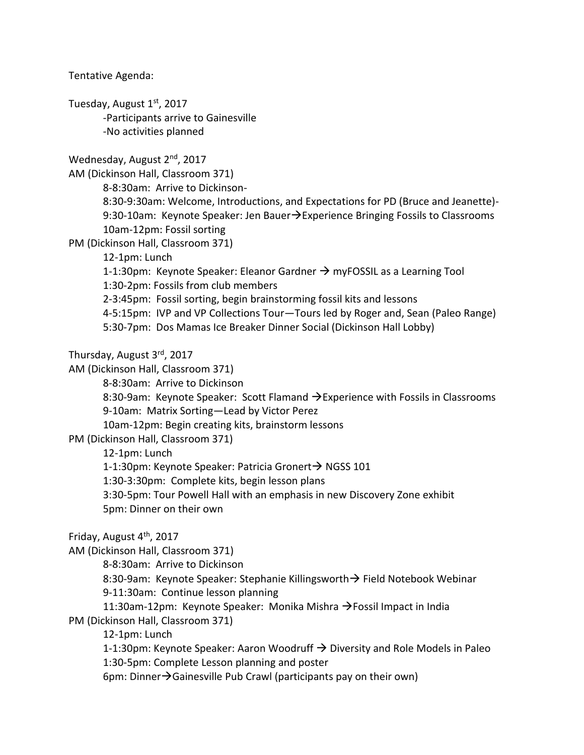Tentative Agenda:

Tuesday, August 1st, 2017

- Participants arrive to Gainesville
- No activities planned

Wednesday, August 2nd, 2017

AM (Dickinson Hall, Classroom 371)

- 8-8:30am: Arrive to Dickinson-
- 8:30-9:30am: Welcome, Introductions, and Expectations for PD (Bruce and Jeanette)-
- 9:30-10am: Keynote Speaker: Jen Bauer→Experience Bringing Fossils to Classrooms
- 10am-12pm: Fossil sorting

PM (Dickinson Hall, Classroom 371)

- 12-1pm: Lunch
- 1-1:30pm: Keynote Speaker: Eleanor Gardner → myFOSSIL as a Learning Tool
- 1:30-2pm: Fossils from club members
- 2-3:45pm: Fossil sorting, begin brainstorming fossil kits and lessons
- 4-5:15pm: IVP and VP Collections Tour—Tours led by Roger and, Sean (Paleo Range)
- 5:30-7pm: Dos Mamas Ice Breaker Dinner Social (Dickinson Hall Lobby)

Thursday, August 3rd, 2017

AM (Dickinson Hall, Classroom 371)

- 8-8:30am: Arrive to Dickinson
- 8:30-9am: Keynote Speaker: Scott Flamand →Experience with Fossils in Classrooms
- 9-10am: Matrix Sorting—Lead by Victor Perez
- 10am-12pm: Begin creating kits, brainstorm lessons

PM (Dickinson Hall, Classroom 371)

- 12-1pm: Lunch
- 1-1:30pm: Keynote Speaker: Patricia Gronert→ NGSS 101
- 1:30-3:30pm: Complete kits, begin lesson plans
- 3:30-5pm: Tour Powell Hall with an emphasis in new Discovery Zone exhibit
- 5pm: Dinner on their own

Friday, August 4th, 2017

AM (Dickinson Hall, Classroom 371)

- 8-8:30am: Arrive to Dickinson
- 8:30-9am: Keynote Speaker: Stephanie Killingsworth→ Field Notebook Webinar
- 9-11:30am: Continue lesson planning
- 11:30am-12pm: Keynote Speaker: Monika Mishra →Fossil Impact in India

PM (Dickinson Hall, Classroom 371)

- 12-1pm: Lunch
- 1-1:30pm: Keynote Speaker: Aaron Woodruff → Diversity and Role Models in Paleo
- 1:30-5pm: Complete Lesson planning and poster
- 6pm: Dinner→Gainesville Pub Crawl (participants pay on their own)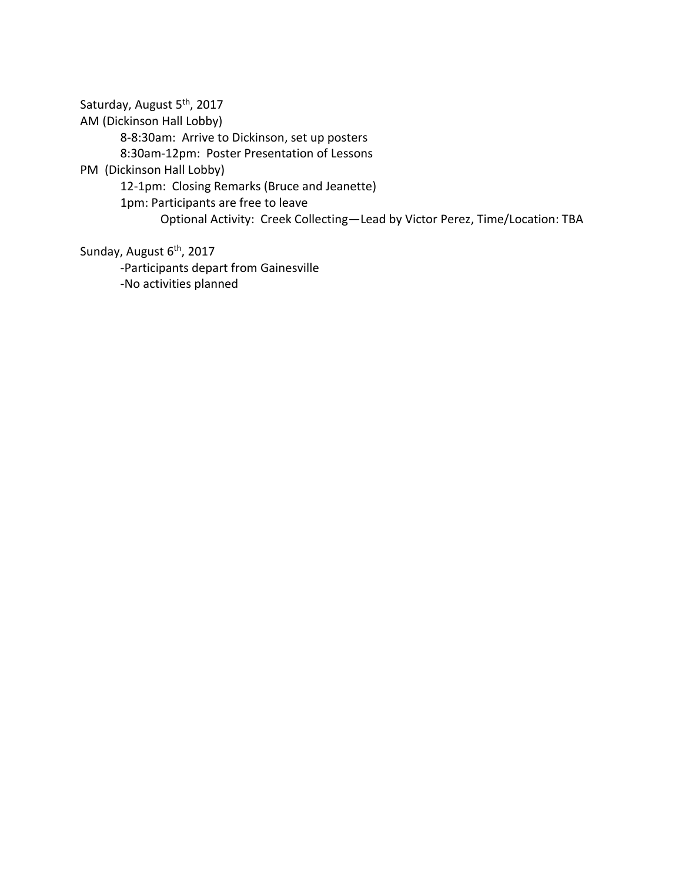Saturday, August 5th, 2017

AM (Dickinson Hall Lobby)

- 8-8:30am: Arrive to Dickinson, set up posters
- 8:30am-12pm: Poster Presentation of Lessons

PM (Dickinson Hall Lobby)

- 12-1pm: Closing Remarks (Bruce and Jeanette)
- 1pm: Participants are free to leave
  - Optional Activity: Creek Collecting—Lead by Victor Perez, Time/Location: TBA

Sunday, August 6th, 2017

- -Participants depart from Gainesville
- -No activities planned